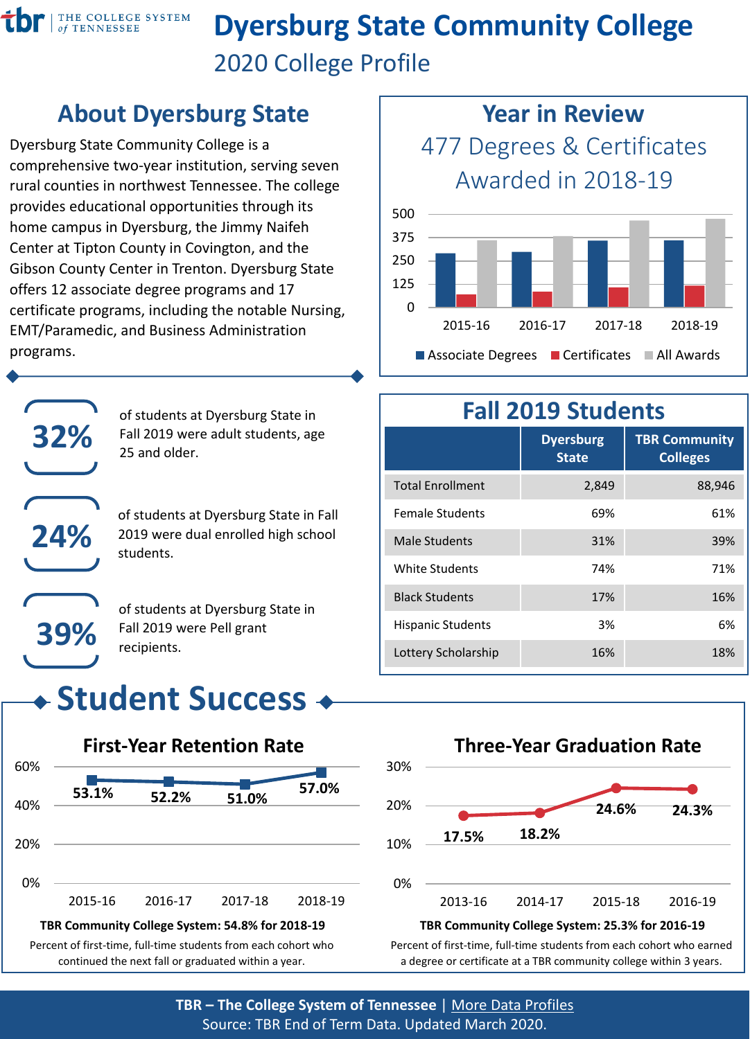THE COLLEGE SYSTEM *of* TENNESSEE

# Dyersburg State Community College

2020 College Profile

## About Dyersburg State

Dyersburg State Community College is a comprehensive two-year institution, serving seven rural counties in northwest Tennessee. The college provides educational opportunities through its home campus in Dyersburg, the Jimmy Naifeh Center at Tipton County in Covington, and the Gibson County Center in Trenton. Dyersburg State offers 12 associate degree programs and 17 certificate programs, including the notable Nursing, EMT/Paramedic, and Business Administration programs.

**32%** of students at Dyersburg State in Fall 2019 were adult students, age 25 and older.

**24%** of students at Dyersburg State in Fall 2019 were dual enrolled high school students.

**39%** of students at Dyersburg State in Fall 2019 were Pell grant recipients.

## Year in Review

477 Degrees & Certificates Awarded in 2018-19

Legend: Associate Degrees, Certificates, All Awards (years 2015-16, 2016-17, 2017-18, 2018-19)

## Fall 2019 Students

| | Dyersburg State | TBR Community Colleges |
|---|---|---|
| Total Enrollment | 2,849 | 88,946 |
| Female Students | 69% | 61% |
| Male Students | 31% | 39% |
| White Students | 74% | 71% |
| Black Students | 17% | 16% |
| Hispanic Students | 3% | 6% |
| Lottery Scholarship | 16% | 18% |

## Student Success

### First-Year Retention Rate

| 2015-16 | 2016-17 | 2017-18 | 2018-19 |
|---|---|---|---|
| 53.1% | 52.2% | 51.0% | 57.0% |

**TBR Community College System: 54.8% for 2018-19**

Percent of first-time, full-time students from each cohort who continued the next fall or graduated within a year.

### Three-Year Graduation Rate

| 2013-16 | 2014-17 | 2015-18 | 2016-19 |
|---|---|---|---|
| 17.5% | 18.2% | 24.6% | 24.3% |

**TBR Community College System: 25.3% for 2016-19**

Percent of first-time, full-time students from each cohort who earned a degree or certificate at a TBR community college within 3 years.

**TBR – The College System of Tennessee** | More Data Profiles

Source: TBR End of Term Data. Updated March 2020.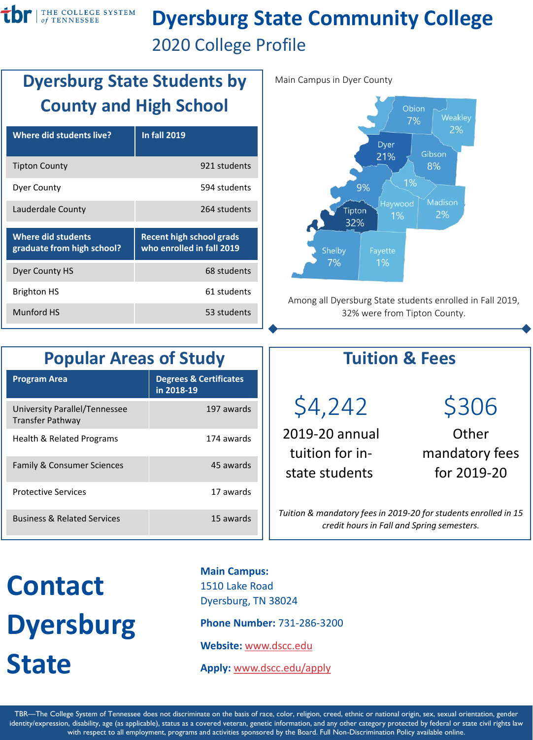# Dyersburg State Community College

2020 College Profile

## Dyersburg State Students by County and High School

| Where did students live? | In fall 2019 |
|---|---|
| Tipton County | 921 students |
| Dyer County | 594 students |
| Lauderdale County | 264 students |

| Where did students graduate from high school? | Recent high school grads who enrolled in fall 2019 |
|---|---|
| Dyer County HS | 68 students |
| Brighton HS | 61 students |
| Munford HS | 53 students |

Main Campus in Dyer County

Obion 7%
Weakley 2%
Dyer 21%
Gibson 8%
9%
1%
Haywood 1%
Madison 2%
Tipton 32%
Shelby 7%
Fayette 1%

Among all Dyersburg State students enrolled in Fall 2019, 32% were from Tipton County.

## Popular Areas of Study

| Program Area | Degrees & Certificates in 2018-19 |
|---|---|
| University Parallel/Tennessee Transfer Pathway | 197 awards |
| Health & Related Programs | 174 awards |
| Family & Consumer Sciences | 45 awards |
| Protective Services | 17 awards |
| Business & Related Services | 15 awards |

## Tuition & Fees

**$4,242**
2019-20 annual tuition for in-state students

**$306**
Other mandatory fees for 2019-20

*Tuition & mandatory fees in 2019-20 for students enrolled in 15 credit hours in Fall and Spring semesters.*

# Contact Dyersburg State

**Main Campus:**
1510 Lake Road
Dyersburg, TN 38024

**Phone Number:** 731-286-3200

**Website:** www.dscc.edu

**Apply:** www.dscc.edu/apply

TBR—The College System of Tennessee does not discriminate on the basis of race, color, religion, creed, ethnic or national origin, sex, sexual orientation, gender identity/expression, disability, age (as applicable), status as a covered veteran, genetic information, and any other category protected by federal or state civil rights law with respect to all employment, programs and activities sponsored by the Board. Full Non-Discrimination Policy available online.